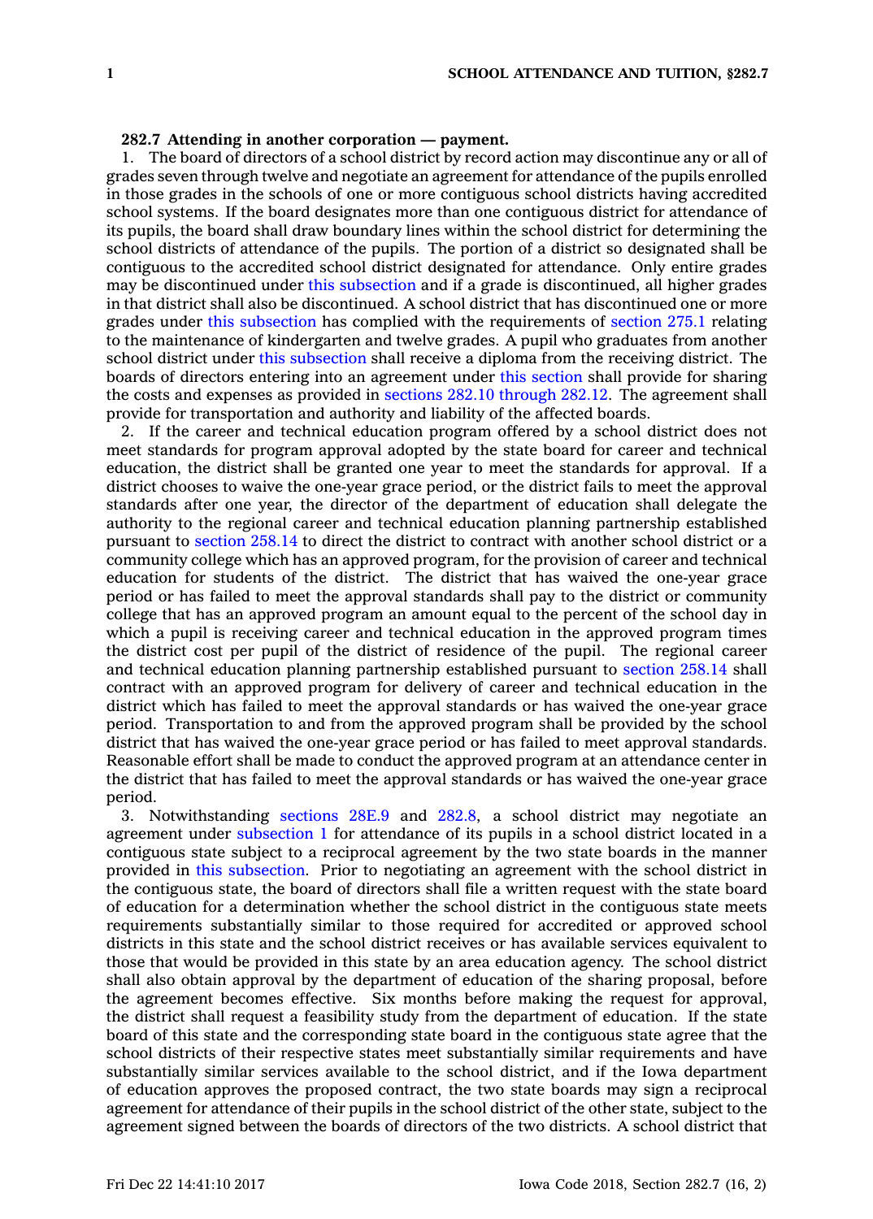**282.7 Attending in another corporation — payment.**

1. The board of directors of a school district by record action may discontinue any or all of grades seven through twelve and negotiate an agreement for attendance of the pupils enrolled in those grades in the schools of one or more contiguous school districts having accredited school systems. If the board designates more than one contiguous district for attendance of its pupils, the board shall draw boundary lines within the school district for determining the school districts of attendance of the pupils. The portion of a district so designated shall be contiguous to the accredited school district designated for attendance. Only entire grades may be discontinued under this subsection and if a grade is discontinued, all higher grades in that district shall also be discontinued. A school district that has discontinued one or more grades under this subsection has complied with the requirements of section 275.1 relating to the maintenance of kindergarten and twelve grades. A pupil who graduates from another school district under this subsection shall receive a diploma from the receiving district. The boards of directors entering into an agreement under this section shall provide for sharing the costs and expenses as provided in sections 282.10 through 282.12. The agreement shall provide for transportation and authority and liability of the affected boards.

2. If the career and technical education program offered by a school district does not meet standards for program approval adopted by the state board for career and technical education, the district shall be granted one year to meet the standards for approval. If a district chooses to waive the one-year grace period, or the district fails to meet the approval standards after one year, the director of the department of education shall delegate the authority to the regional career and technical education planning partnership established pursuant to section 258.14 to direct the district to contract with another school district or a community college which has an approved program, for the provision of career and technical education for students of the district. The district that has waived the one-year grace period or has failed to meet the approval standards shall pay to the district or community college that has an approved program an amount equal to the percent of the school day in which a pupil is receiving career and technical education in the approved program times the district cost per pupil of the district of residence of the pupil. The regional career and technical education planning partnership established pursuant to section 258.14 shall contract with an approved program for delivery of career and technical education in the district which has failed to meet the approval standards or has waived the one-year grace period. Transportation to and from the approved program shall be provided by the school district that has waived the one-year grace period or has failed to meet approval standards. Reasonable effort shall be made to conduct the approved program at an attendance center in the district that has failed to meet the approval standards or has waived the one-year grace period.

3. Notwithstanding sections 28E.9 and 282.8, a school district may negotiate an agreement under subsection 1 for attendance of its pupils in a school district located in a contiguous state subject to a reciprocal agreement by the two state boards in the manner provided in this subsection. Prior to negotiating an agreement with the school district in the contiguous state, the board of directors shall file a written request with the state board of education for a determination whether the school district in the contiguous state meets requirements substantially similar to those required for accredited or approved school districts in this state and the school district receives or has available services equivalent to those that would be provided in this state by an area education agency. The school district shall also obtain approval by the department of education of the sharing proposal, before the agreement becomes effective. Six months before making the request for approval, the district shall request a feasibility study from the department of education. If the state board of this state and the corresponding state board in the contiguous state agree that the school districts of their respective states meet substantially similar requirements and have substantially similar services available to the school district, and if the Iowa department of education approves the proposed contract, the two state boards may sign a reciprocal agreement for attendance of their pupils in the school district of the other state, subject to the agreement signed between the boards of directors of the two districts. A school district that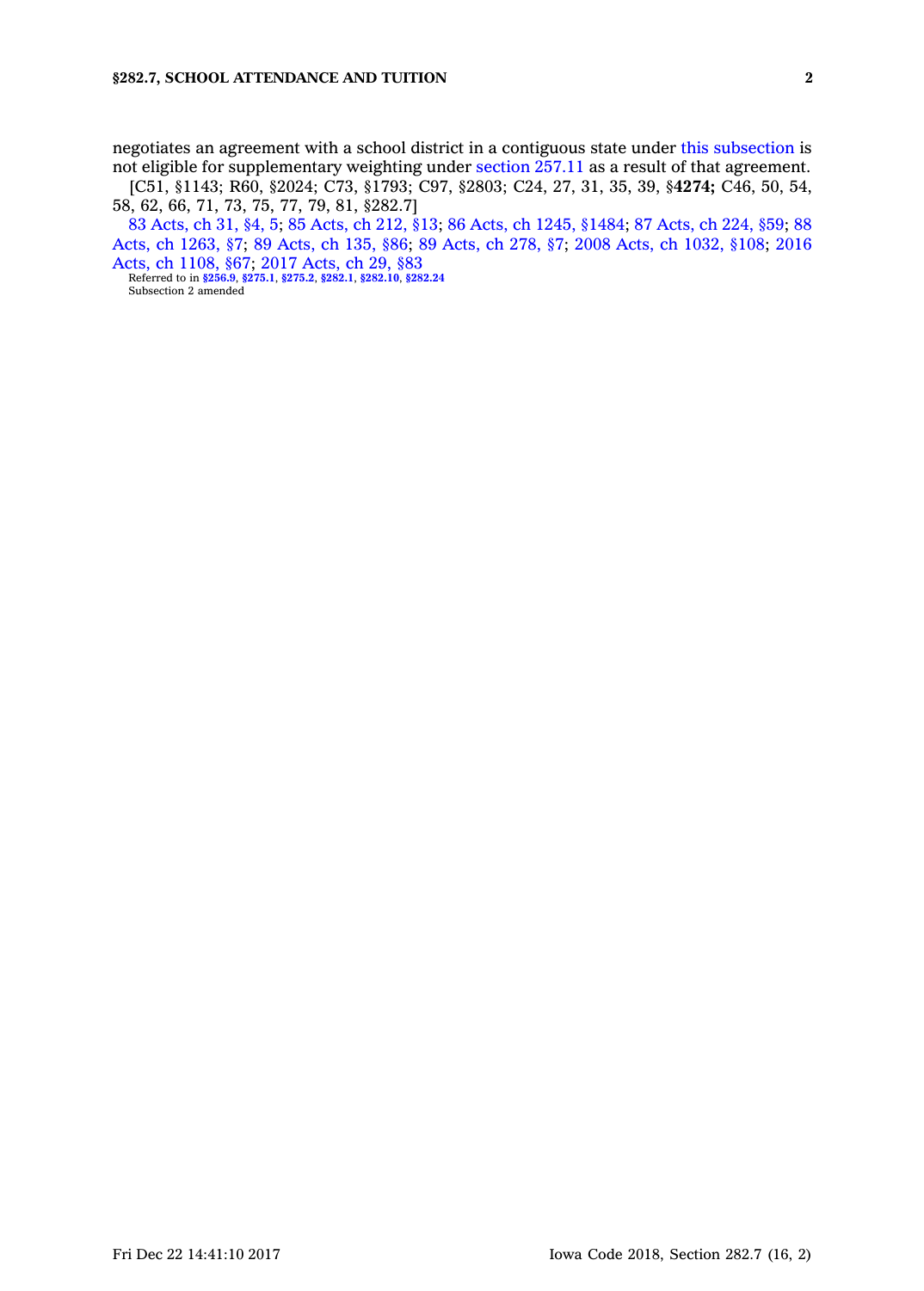negotiates an agreement with a school district in a contiguous state under this subsection is not eligible for supplementary weighting under section 257.11 as a result of that agreement.

[C51, §1143; R60, §2024; C73, §1793; C97, §2803; C24, 27, 31, 35, 39, §**4274;** C46, 50, 54, 58, 62, 66, 71, 73, 75, 77, 79, 81, §282.7]

83 Acts, ch 31, §4, 5; 85 Acts, ch 212, §13; 86 Acts, ch 1245, §1484; 87 Acts, ch 224, §59; 88 Acts, ch 1263, §7; 89 Acts, ch 135, §86; 89 Acts, ch 278, §7; 2008 Acts, ch 1032, §108; 2016 Acts, ch 1108, §67; 2017 Acts, ch 29, §83

Referred to in **§256.9**, **§275.1**, **§275.2**, **§282.1**, **§282.10**, **§282.24**

Subsection 2 amended